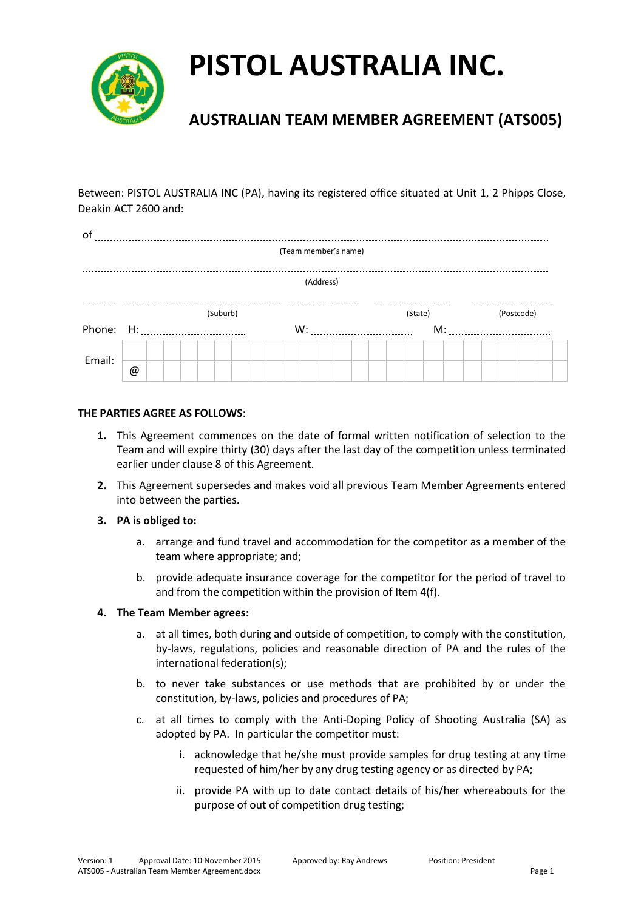# PISTOL AUSTRALIA INC.

## AUSTRALIAN TEAM MEMBER AGREEMENT (ATS005)

Between: PISTOL AUSTRALIA INC (PA), having its registered office situated at Unit 1, 2 Phipps Close, Deakin ACT 2600 and:

of ..................................................................................................................
(Team member's name)

..................................................................................................................
(Address)

.................................................... .................... ....................
(Suburb) (State) (Postcode)

Phone: H: .................... W: .................... M: ....................

Email: @

**THE PARTIES AGREE AS FOLLOWS**:

1. This Agreement commences on the date of formal written notification of selection to the Team and will expire thirty (30) days after the last day of the competition unless terminated earlier under clause 8 of this Agreement.

2. This Agreement supersedes and makes void all previous Team Member Agreements entered into between the parties.

3. **PA is obliged to:**
   a. arrange and fund travel and accommodation for the competitor as a member of the team where appropriate; and;
   b. provide adequate insurance coverage for the competitor for the period of travel to and from the competition within the provision of Item 4(f).

4. **The Team Member agrees:**
   a. at all times, both during and outside of competition, to comply with the constitution, by-laws, regulations, policies and reasonable direction of PA and the rules of the international federation(s);
   b. to never take substances or use methods that are prohibited by or under the constitution, by-laws, policies and procedures of PA;
   c. at all times to comply with the Anti-Doping Policy of Shooting Australia (SA) as adopted by PA. In particular the competitor must:
      i. acknowledge that he/she must provide samples for drug testing at any time requested of him/her by any drug testing agency or as directed by PA;
      ii. provide PA with up to date contact details of his/her whereabouts for the purpose of out of competition drug testing;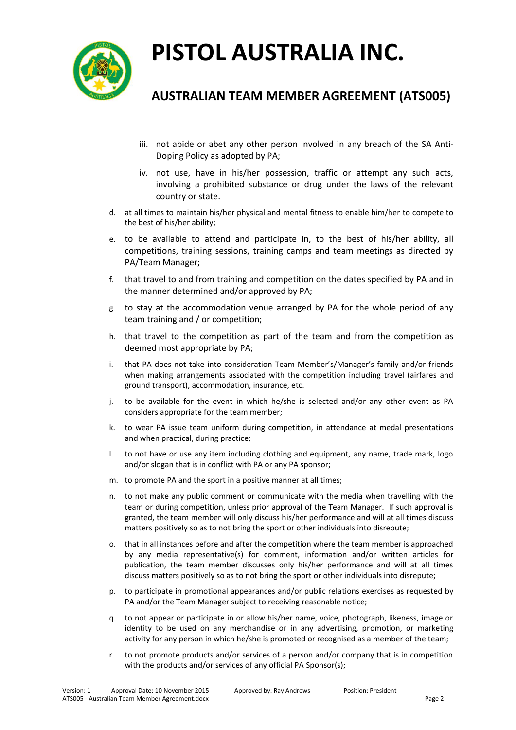iii. not abide or abet any other person involved in any breach of the SA Anti-Doping Policy as adopted by PA;

iv. not use, have in his/her possession, traffic or attempt any such acts, involving a prohibited substance or drug under the laws of the relevant country or state.

d. at all times to maintain his/her physical and mental fitness to enable him/her to compete to the best of his/her ability;

e. to be available to attend and participate in, to the best of his/her ability, all competitions, training sessions, training camps and team meetings as directed by PA/Team Manager;

f. that travel to and from training and competition on the dates specified by PA and in the manner determined and/or approved by PA;

g. to stay at the accommodation venue arranged by PA for the whole period of any team training and / or competition;

h. that travel to the competition as part of the team and from the competition as deemed most appropriate by PA;

i. that PA does not take into consideration Team Member's/Manager's family and/or friends when making arrangements associated with the competition including travel (airfares and ground transport), accommodation, insurance, etc.

j. to be available for the event in which he/she is selected and/or any other event as PA considers appropriate for the team member;

k. to wear PA issue team uniform during competition, in attendance at medal presentations and when practical, during practice;

l. to not have or use any item including clothing and equipment, any name, trade mark, logo and/or slogan that is in conflict with PA or any PA sponsor;

m. to promote PA and the sport in a positive manner at all times;

n. to not make any public comment or communicate with the media when travelling with the team or during competition, unless prior approval of the Team Manager. If such approval is granted, the team member will only discuss his/her performance and will at all times discuss matters positively so as to not bring the sport or other individuals into disrepute;

o. that in all instances before and after the competition where the team member is approached by any media representative(s) for comment, information and/or written articles for publication, the team member discusses only his/her performance and will at all times discuss matters positively so as to not bring the sport or other individuals into disrepute;

p. to participate in promotional appearances and/or public relations exercises as requested by PA and/or the Team Manager subject to receiving reasonable notice;

q. to not appear or participate in or allow his/her name, voice, photograph, likeness, image or identity to be used on any merchandise or in any advertising, promotion, or marketing activity for any person in which he/she is promoted or recognised as a member of the team;

r. to not promote products and/or services of a person and/or company that is in competition with the products and/or services of any official PA Sponsor(s);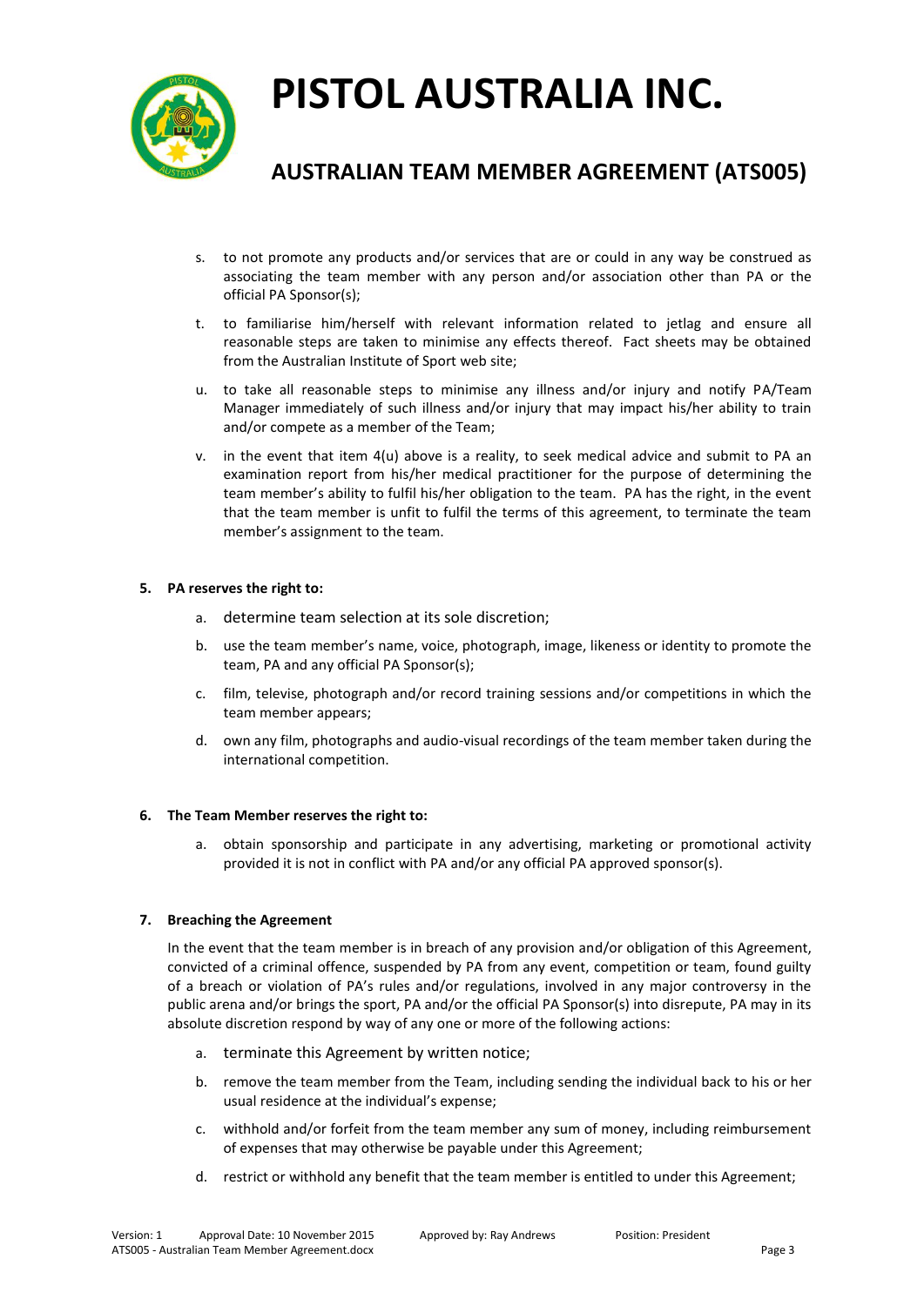s. to not promote any products and/or services that are or could in any way be construed as associating the team member with any person and/or association other than PA or the official PA Sponsor(s);

t. to familiarise him/herself with relevant information related to jetlag and ensure all reasonable steps are taken to minimise any effects thereof. Fact sheets may be obtained from the Australian Institute of Sport web site;

u. to take all reasonable steps to minimise any illness and/or injury and notify PA/Team Manager immediately of such illness and/or injury that may impact his/her ability to train and/or compete as a member of the Team;

v. in the event that item 4(u) above is a reality, to seek medical advice and submit to PA an examination report from his/her medical practitioner for the purpose of determining the team member's ability to fulfil his/her obligation to the team. PA has the right, in the event that the team member is unfit to fulfil the terms of this agreement, to terminate the team member's assignment to the team.

**5. PA reserves the right to:**

a. determine team selection at its sole discretion;

b. use the team member's name, voice, photograph, image, likeness or identity to promote the team, PA and any official PA Sponsor(s);

c. film, televise, photograph and/or record training sessions and/or competitions in which the team member appears;

d. own any film, photographs and audio-visual recordings of the team member taken during the international competition.

**6. The Team Member reserves the right to:**

a. obtain sponsorship and participate in any advertising, marketing or promotional activity provided it is not in conflict with PA and/or any official PA approved sponsor(s).

**7. Breaching the Agreement**

In the event that the team member is in breach of any provision and/or obligation of this Agreement, convicted of a criminal offence, suspended by PA from any event, competition or team, found guilty of a breach or violation of PA's rules and/or regulations, involved in any major controversy in the public arena and/or brings the sport, PA and/or the official PA Sponsor(s) into disrepute, PA may in its absolute discretion respond by way of any one or more of the following actions:

a. terminate this Agreement by written notice;

b. remove the team member from the Team, including sending the individual back to his or her usual residence at the individual's expense;

c. withhold and/or forfeit from the team member any sum of money, including reimbursement of expenses that may otherwise be payable under this Agreement;

d. restrict or withhold any benefit that the team member is entitled to under this Agreement;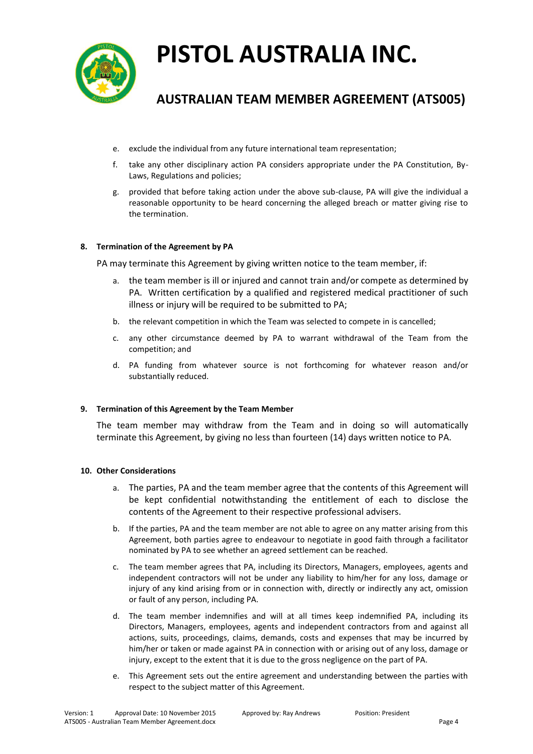e. exclude the individual from any future international team representation;

f. take any other disciplinary action PA considers appropriate under the PA Constitution, By-Laws, Regulations and policies;

g. provided that before taking action under the above sub-clause, PA will give the individual a reasonable opportunity to be heard concerning the alleged breach or matter giving rise to the termination.

**8. Termination of the Agreement by PA**

PA may terminate this Agreement by giving written notice to the team member, if:

a. the team member is ill or injured and cannot train and/or compete as determined by PA. Written certification by a qualified and registered medical practitioner of such illness or injury will be required to be submitted to PA;

b. the relevant competition in which the Team was selected to compete in is cancelled;

c. any other circumstance deemed by PA to warrant withdrawal of the Team from the competition; and

d. PA funding from whatever source is not forthcoming for whatever reason and/or substantially reduced.

**9. Termination of this Agreement by the Team Member**

The team member may withdraw from the Team and in doing so will automatically terminate this Agreement, by giving no less than fourteen (14) days written notice to PA.

**10. Other Considerations**

a. The parties, PA and the team member agree that the contents of this Agreement will be kept confidential notwithstanding the entitlement of each to disclose the contents of the Agreement to their respective professional advisers.

b. If the parties, PA and the team member are not able to agree on any matter arising from this Agreement, both parties agree to endeavour to negotiate in good faith through a facilitator nominated by PA to see whether an agreed settlement can be reached.

c. The team member agrees that PA, including its Directors, Managers, employees, agents and independent contractors will not be under any liability to him/her for any loss, damage or injury of any kind arising from or in connection with, directly or indirectly any act, omission or fault of any person, including PA.

d. The team member indemnifies and will at all times keep indemnified PA, including its Directors, Managers, employees, agents and independent contractors from and against all actions, suits, proceedings, claims, demands, costs and expenses that may be incurred by him/her or taken or made against PA in connection with or arising out of any loss, damage or injury, except to the extent that it is due to the gross negligence on the part of PA.

e. This Agreement sets out the entire agreement and understanding between the parties with respect to the subject matter of this Agreement.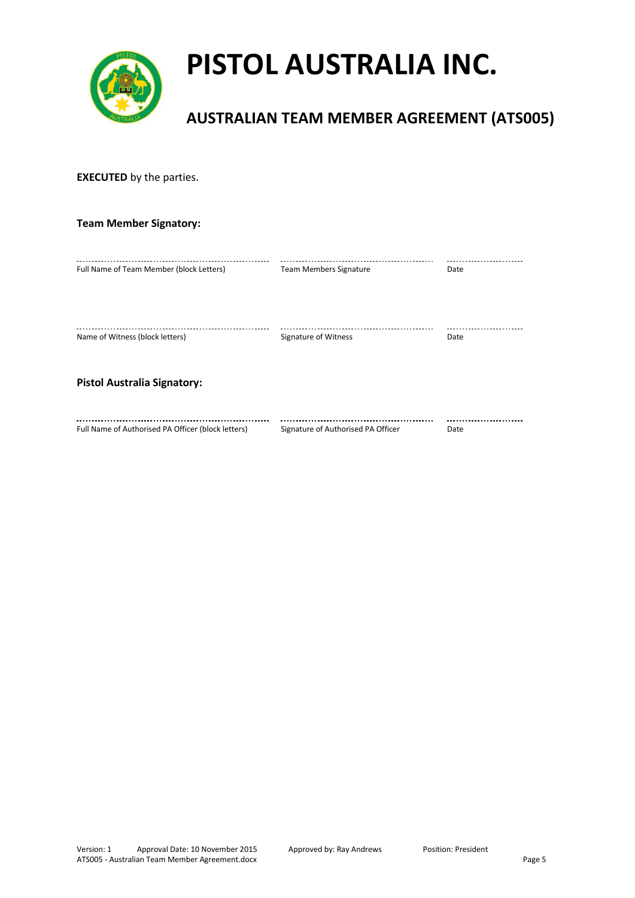# PISTOL AUSTRALIA INC.

## AUSTRALIAN TEAM MEMBER AGREEMENT (ATS005)

**EXECUTED** by the parties.

**Team Member Signatory:**

| ............................................................ | ............................................................ | ............................ |
|---|---|---|
| Full Name of Team Member (block Letters) | Team Members Signature | Date |

| ............................................................ | ............................................................ | ............................ |
|---|---|---|
| Name of Witness (block letters) | Signature of Witness | Date |

**Pistol Australia Signatory:**

| ............................................................ | ............................................................ | ............................ |
|---|---|---|
| Full Name of Authorised PA Officer (block letters) | Signature of Authorised PA Officer | Date |

Version: 1 Approval Date: 10 November 2015 Approved by: Ray Andrews Position: President
ATS005 - Australian Team Member Agreement.docx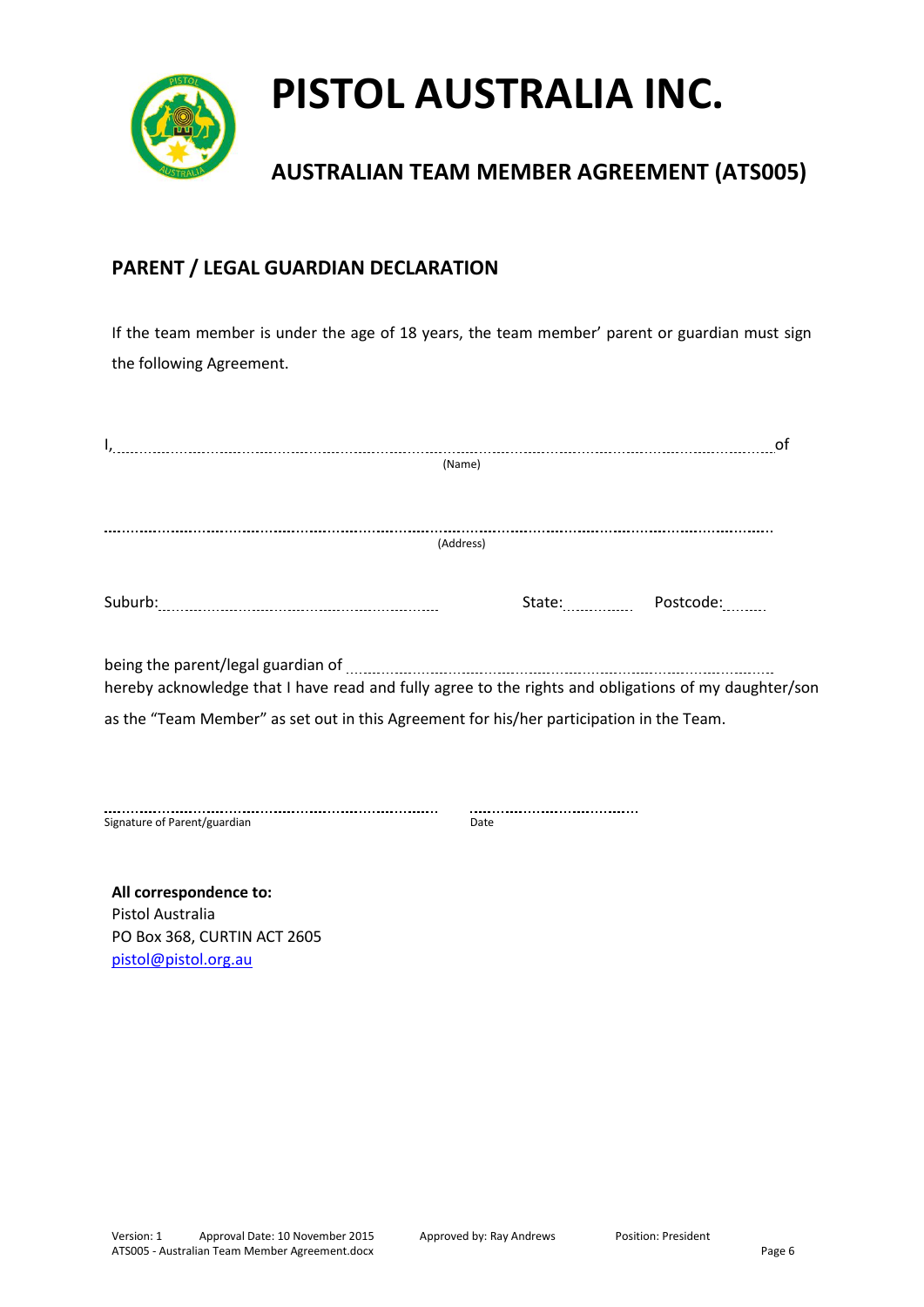# PISTOL AUSTRALIA INC.

## AUSTRALIAN TEAM MEMBER AGREEMENT (ATS005)

### PARENT / LEGAL GUARDIAN DECLARATION

If the team member is under the age of 18 years, the team member' parent or guardian must sign the following Agreement.

I, ........................................................................................................................................ of
(Name)

..............................................................................................................................................
(Address)

Suburb: ................................................................ State: .............. Postcode: ........

being the parent/legal guardian of ..............................................................................
hereby acknowledge that I have read and fully agree to the rights and obligations of my daughter/son as the "Team Member" as set out in this Agreement for his/her participation in the Team.

............................................................ ....................................
Signature of Parent/guardian Date

**All correspondence to:**
Pistol Australia
PO Box 368, CURTIN ACT 2605
pistol@pistol.org.au